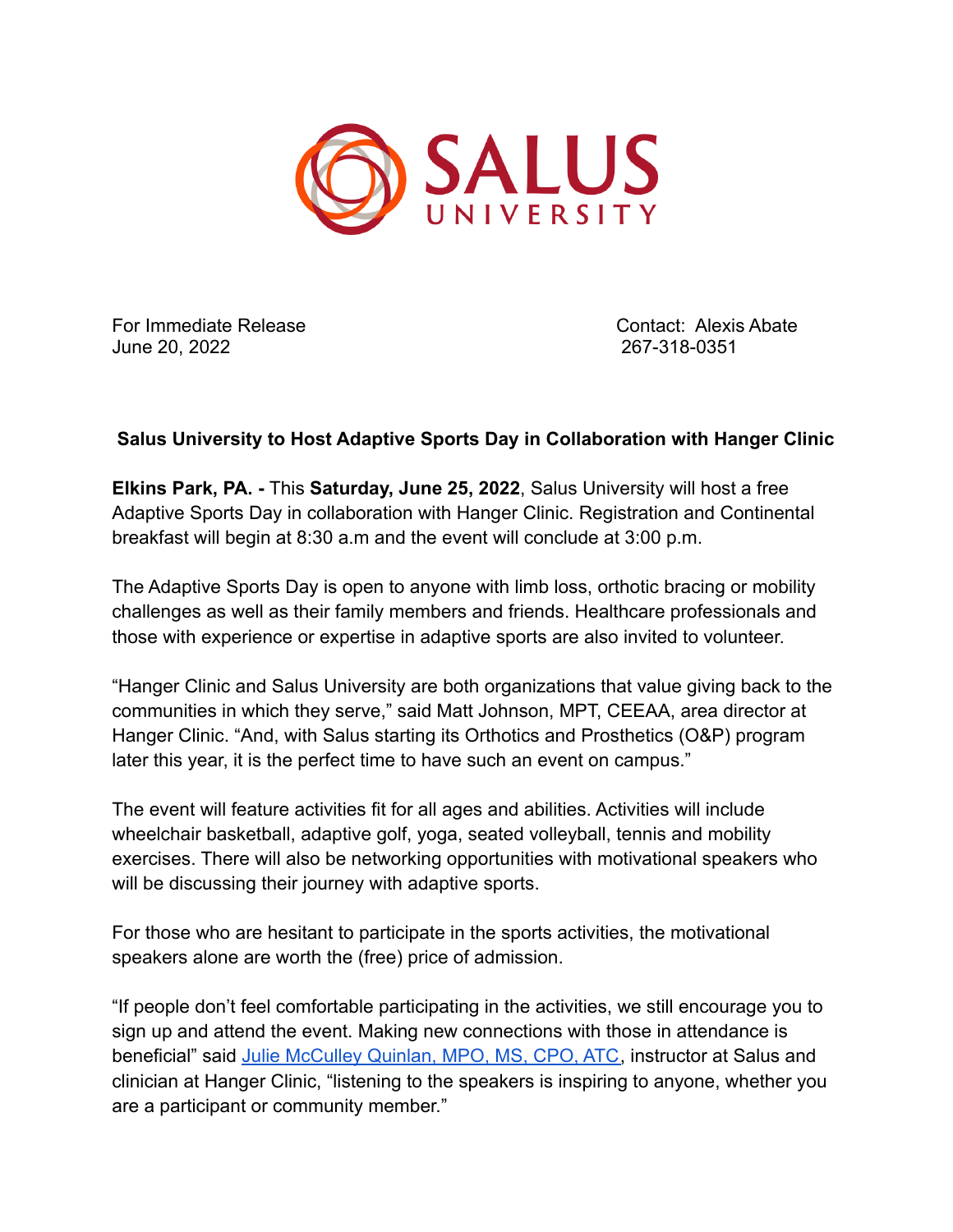SALUS UNIVERSITY

For Immediate Release
June 20, 2022

Contact: Alexis Abate
267-318-0351

**Salus University to Host Adaptive Sports Day in Collaboration with Hanger Clinic**

**Elkins Park, PA. -** This **Saturday, June 25, 2022**, Salus University will host a free Adaptive Sports Day in collaboration with Hanger Clinic. Registration and Continental breakfast will begin at 8:30 a.m and the event will conclude at 3:00 p.m.

The Adaptive Sports Day is open to anyone with limb loss, orthotic bracing or mobility challenges as well as their family members and friends. Healthcare professionals and those with experience or expertise in adaptive sports are also invited to volunteer.

"Hanger Clinic and Salus University are both organizations that value giving back to the communities in which they serve," said Matt Johnson, MPT, CEEAA, area director at Hanger Clinic. "And, with Salus starting its Orthotics and Prosthetics (O&P) program later this year, it is the perfect time to have such an event on campus."

The event will feature activities fit for all ages and abilities. Activities will include wheelchair basketball, adaptive golf, yoga, seated volleyball, tennis and mobility exercises. There will also be networking opportunities with motivational speakers who will be discussing their journey with adaptive sports.

For those who are hesitant to participate in the sports activities, the motivational speakers alone are worth the (free) price of admission.

"If people don't feel comfortable participating in the activities, we still encourage you to sign up and attend the event. Making new connections with those in attendance is beneficial" said Julie McCulley Quinlan, MPO, MS, CPO, ATC, instructor at Salus and clinician at Hanger Clinic, "listening to the speakers is inspiring to anyone, whether you are a participant or community member."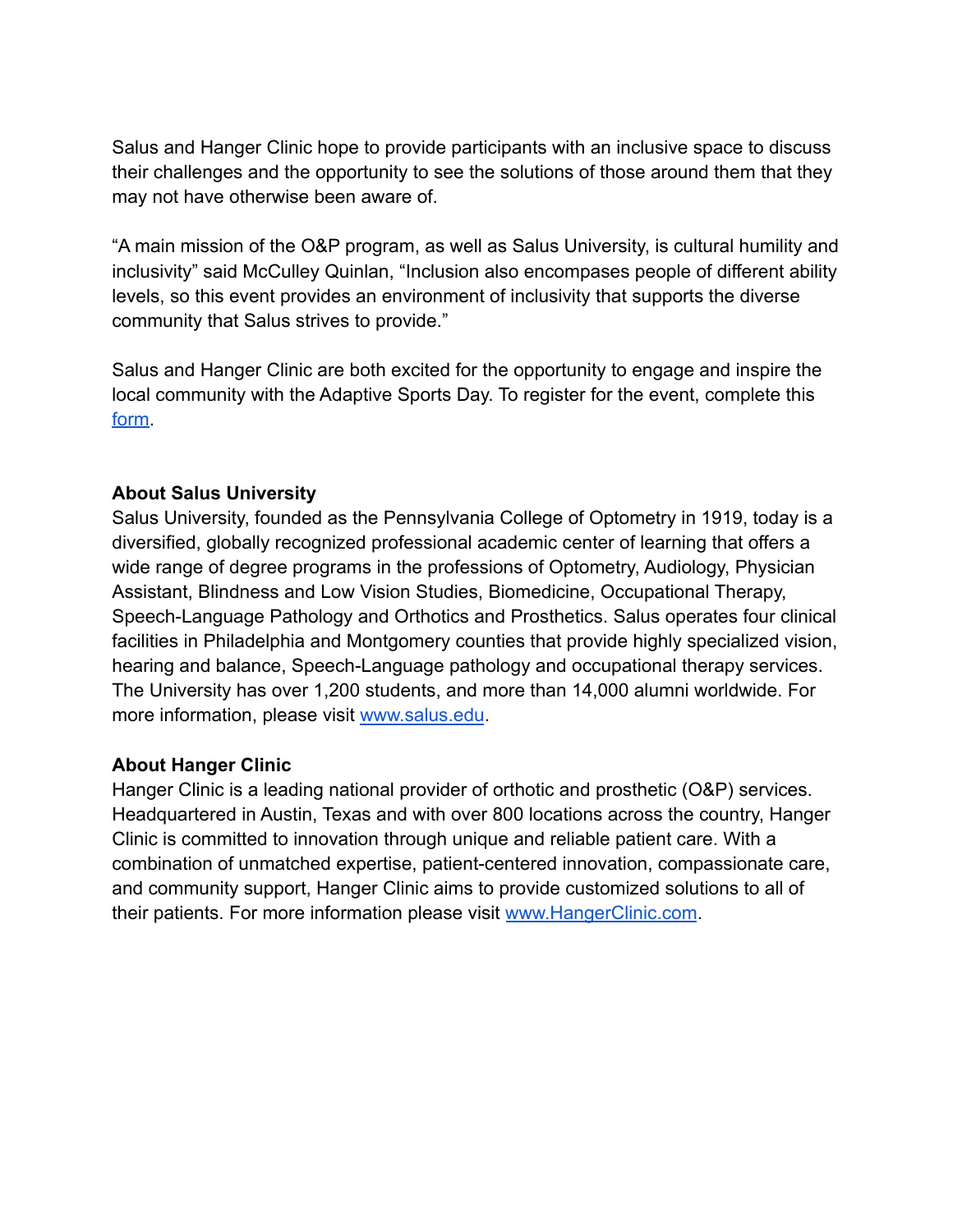Salus and Hanger Clinic hope to provide participants with an inclusive space to discuss their challenges and the opportunity to see the solutions of those around them that they may not have otherwise been aware of.

“A main mission of the O&P program, as well as Salus University, is cultural humility and inclusivity” said McCulley Quinlan, “Inclusion also encompases people of different ability levels, so this event provides an environment of inclusivity that supports the diverse community that Salus strives to provide.”

Salus and Hanger Clinic are both excited for the opportunity to engage and inspire the local community with the Adaptive Sports Day. To register for the event, complete this form.

**About Salus University**
Salus University, founded as the Pennsylvania College of Optometry in 1919, today is a diversified, globally recognized professional academic center of learning that offers a wide range of degree programs in the professions of Optometry, Audiology, Physician Assistant, Blindness and Low Vision Studies, Biomedicine, Occupational Therapy, Speech-Language Pathology and Orthotics and Prosthetics. Salus operates four clinical facilities in Philadelphia and Montgomery counties that provide highly specialized vision, hearing and balance, Speech-Language pathology and occupational therapy services. The University has over 1,200 students, and more than 14,000 alumni worldwide. For more information, please visit www.salus.edu.

**About Hanger Clinic**
Hanger Clinic is a leading national provider of orthotic and prosthetic (O&P) services. Headquartered in Austin, Texas and with over 800 locations across the country, Hanger Clinic is committed to innovation through unique and reliable patient care. With a combination of unmatched expertise, patient-centered innovation, compassionate care, and community support, Hanger Clinic aims to provide customized solutions to all of their patients. For more information please visit www.HangerClinic.com.